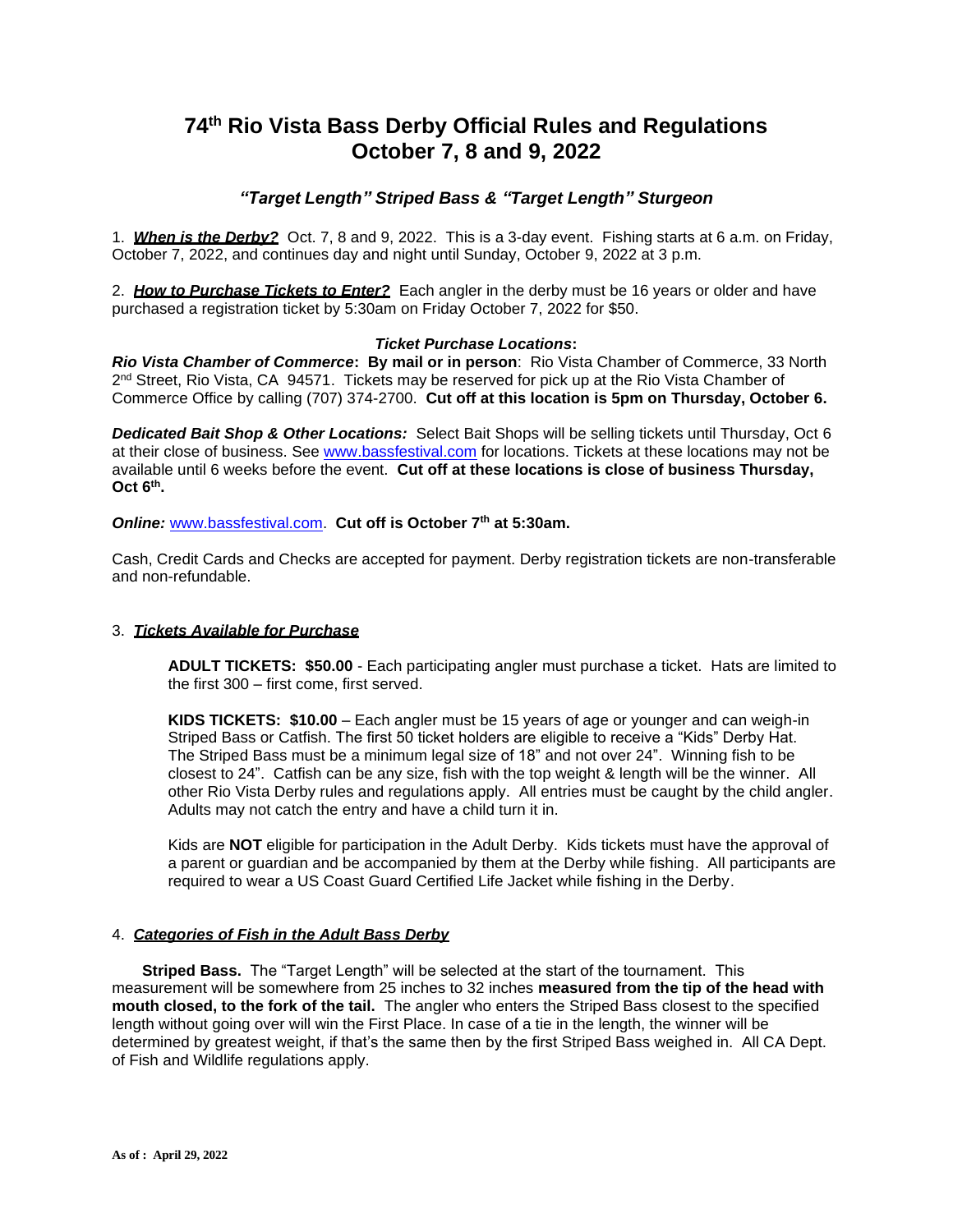# 74th Rio Vista Bass Derby Official Rules and Regulations
# October 7, 8 and 9, 2022

### *"Target Length" Striped Bass & "Target Length" Sturgeon*

1. ***When is the Derby?*** Oct. 7, 8 and 9, 2022. This is a 3-day event. Fishing starts at 6 a.m. on Friday, October 7, 2022, and continues day and night until Sunday, October 9, 2022 at 3 p.m.

2. ***How to Purchase Tickets to Enter?*** Each angler in the derby must be 16 years or older and have purchased a registration ticket by 5:30am on Friday October 7, 2022 for $50.

***Ticket Purchase Locations*:**

***Rio Vista Chamber of Commerce*: By mail or in person**: Rio Vista Chamber of Commerce, 33 North 2nd Street, Rio Vista, CA 94571. Tickets may be reserved for pick up at the Rio Vista Chamber of Commerce Office by calling (707) 374-2700. **Cut off at this location is 5pm on Thursday, October 6.**

***Dedicated Bait Shop & Other Locations:*** Select Bait Shops will be selling tickets until Thursday, Oct 6 at their close of business. See www.bassfestival.com for locations. Tickets at these locations may not be available until 6 weeks before the event. **Cut off at these locations is close of business Thursday, Oct 6th.**

***Online:*** www.bassfestival.com. **Cut off is October 7th at 5:30am.**

Cash, Credit Cards and Checks are accepted for payment. Derby registration tickets are non-transferable and non-refundable.

3. ***Tickets Available for Purchase***

**ADULT TICKETS: $50.00** - Each participating angler must purchase a ticket. Hats are limited to the first 300 – first come, first served.

**KIDS TICKETS: $10.00** – Each angler must be 15 years of age or younger and can weigh-in Striped Bass or Catfish. The first 50 ticket holders are eligible to receive a "Kids" Derby Hat. The Striped Bass must be a minimum legal size of 18" and not over 24". Winning fish to be closest to 24". Catfish can be any size, fish with the top weight & length will be the winner. All other Rio Vista Derby rules and regulations apply. All entries must be caught by the child angler. Adults may not catch the entry and have a child turn it in.

Kids are **NOT** eligible for participation in the Adult Derby. Kids tickets must have the approval of a parent or guardian and be accompanied by them at the Derby while fishing. All participants are required to wear a US Coast Guard Certified Life Jacket while fishing in the Derby.

4. ***Categories of Fish in the Adult Bass Derby***

**Striped Bass.** The "Target Length" will be selected at the start of the tournament. This measurement will be somewhere from 25 inches to 32 inches **measured from the tip of the head with mouth closed, to the fork of the tail.** The angler who enters the Striped Bass closest to the specified length without going over will win the First Place. In case of a tie in the length, the winner will be determined by greatest weight, if that's the same then by the first Striped Bass weighed in. All CA Dept. of Fish and Wildlife regulations apply.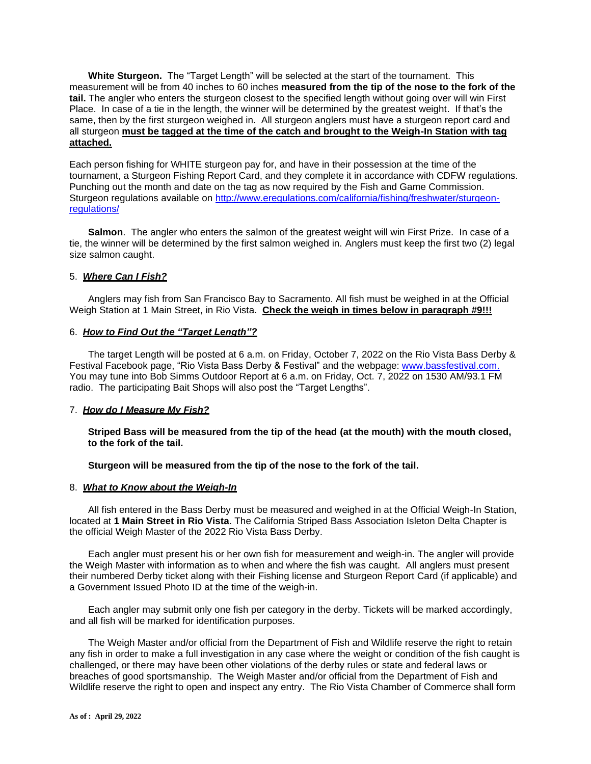**White Sturgeon.** The "Target Length" will be selected at the start of the tournament. This measurement will be from 40 inches to 60 inches **measured from the tip of the nose to the fork of the tail.** The angler who enters the sturgeon closest to the specified length without going over will win First Place. In case of a tie in the length, the winner will be determined by the greatest weight. If that's the same, then by the first sturgeon weighed in. All sturgeon anglers must have a sturgeon report card and all sturgeon **<u>must be tagged at the time of the catch and brought to the Weigh-In Station with tag attached.</u>**

Each person fishing for WHITE sturgeon pay for, and have in their possession at the time of the tournament, a Sturgeon Fishing Report Card, and they complete it in accordance with CDFW regulations. Punching out the month and date on the tag as now required by the Fish and Game Commission. Sturgeon regulations available on http://www.eregulations.com/california/fishing/freshwater/sturgeon-regulations/

**Salmon**. The angler who enters the salmon of the greatest weight will win First Prize. In case of a tie, the winner will be determined by the first salmon weighed in. Anglers must keep the first two (2) legal size salmon caught.

5. ***<u>Where Can I Fish?</u>***

Anglers may fish from San Francisco Bay to Sacramento. All fish must be weighed in at the Official Weigh Station at 1 Main Street, in Rio Vista. **<u>Check the weigh in times below in paragraph #9!!!</u>**

6. ***<u>How to Find Out the "Target Length"?</u>***

The target Length will be posted at 6 a.m. on Friday, October 7, 2022 on the Rio Vista Bass Derby & Festival Facebook page, "Rio Vista Bass Derby & Festival" and the webpage: www.bassfestival.com. You may tune into Bob Simms Outdoor Report at 6 a.m. on Friday, Oct. 7, 2022 on 1530 AM/93.1 FM radio. The participating Bait Shops will also post the "Target Lengths".

7. ***<u>How do I Measure My Fish?</u>***

**Striped Bass will be measured from the tip of the head (at the mouth) with the mouth closed, to the fork of the tail.**

**Sturgeon will be measured from the tip of the nose to the fork of the tail.**

8. ***<u>What to Know about the Weigh-In</u>***

All fish entered in the Bass Derby must be measured and weighed in at the Official Weigh-In Station, located at **1 Main Street in Rio Vista**. The California Striped Bass Association Isleton Delta Chapter is the official Weigh Master of the 2022 Rio Vista Bass Derby.

Each angler must present his or her own fish for measurement and weigh-in. The angler will provide the Weigh Master with information as to when and where the fish was caught. All anglers must present their numbered Derby ticket along with their Fishing license and Sturgeon Report Card (if applicable) and a Government Issued Photo ID at the time of the weigh-in.

Each angler may submit only one fish per category in the derby. Tickets will be marked accordingly, and all fish will be marked for identification purposes.

The Weigh Master and/or official from the Department of Fish and Wildlife reserve the right to retain any fish in order to make a full investigation in any case where the weight or condition of the fish caught is challenged, or there may have been other violations of the derby rules or state and federal laws or breaches of good sportsmanship. The Weigh Master and/or official from the Department of Fish and Wildlife reserve the right to open and inspect any entry. The Rio Vista Chamber of Commerce shall form

**As of : April 29, 2022**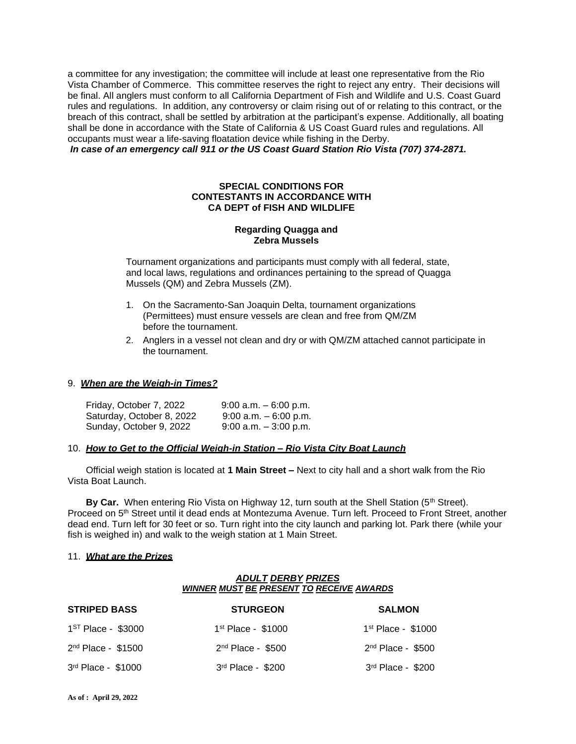a committee for any investigation; the committee will include at least one representative from the Rio Vista Chamber of Commerce. This committee reserves the right to reject any entry. Their decisions will be final. All anglers must conform to all California Department of Fish and Wildlife and U.S. Coast Guard rules and regulations. In addition, any controversy or claim rising out of or relating to this contract, or the breach of this contract, shall be settled by arbitration at the participant's expense. Additionally, all boating shall be done in accordance with the State of California & US Coast Guard rules and regulations. All occupants must wear a life-saving floatation device while fishing in the Derby.

***In case of an emergency call 911 or the US Coast Guard Station Rio Vista (707) 374-2871.***

**SPECIAL CONDITIONS FOR CONTESTANTS IN ACCORDANCE WITH CA DEPT of FISH AND WILDLIFE**

**Regarding Quagga and Zebra Mussels**

Tournament organizations and participants must comply with all federal, state, and local laws, regulations and ordinances pertaining to the spread of Quagga Mussels (QM) and Zebra Mussels (ZM).

1. On the Sacramento-San Joaquin Delta, tournament organizations (Permittees) must ensure vessels are clean and free from QM/ZM before the tournament.
2. Anglers in a vessel not clean and dry or with QM/ZM attached cannot participate in the tournament.

9. ***When are the Weigh-in Times?***

| | |
|---|---|
| Friday, October 7, 2022 | 9:00 a.m. – 6:00 p.m. |
| Saturday, October 8, 2022 | 9:00 a.m. – 6:00 p.m. |
| Sunday, October 9, 2022 | 9:00 a.m. – 3:00 p.m. |

10. ***How to Get to the Official Weigh-in Station – Rio Vista City Boat Launch***

Official weigh station is located at **1 Main Street –** Next to city hall and a short walk from the Rio Vista Boat Launch.

**By Car.** When entering Rio Vista on Highway 12, turn south at the Shell Station (5th Street). Proceed on 5th Street until it dead ends at Montezuma Avenue. Turn left. Proceed to Front Street, another dead end. Turn left for 30 feet or so. Turn right into the city launch and parking lot. Park there (while your fish is weighed in) and walk to the weigh station at 1 Main Street.

11. ***What are the Prizes***

***ADULT DERBY PRIZES***
***WINNER MUST BE PRESENT TO RECEIVE AWARDS***

| STRIPED BASS | STURGEON | SALMON |
|---|---|---|
| 1ST Place - $3000 | 1st Place - $1000 | 1st Place - $1000 |
| 2nd Place - $1500 | 2nd Place - $500 | 2nd Place - $500 |
| 3rd Place - $1000 | 3rd Place - $200 | 3rd Place - $200 |

**As of : April 29, 2022**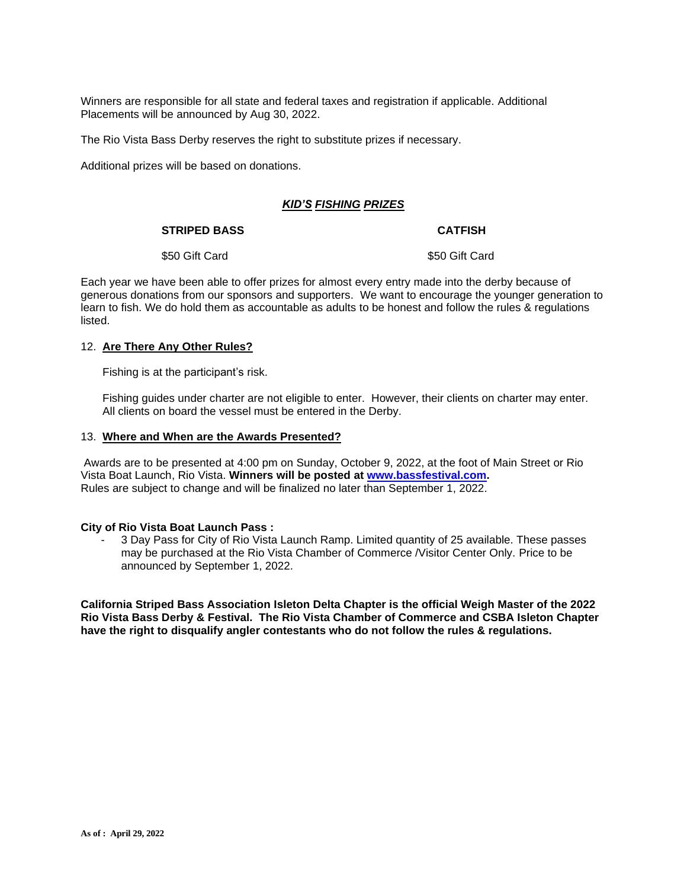Winners are responsible for all state and federal taxes and registration if applicable. Additional Placements will be announced by Aug 30, 2022.

The Rio Vista Bass Derby reserves the right to substitute prizes if necessary.

Additional prizes will be based on donations.

### ***KID'S FISHING PRIZES***

| STRIPED BASS | CATFISH |
| --- | --- |
| $50 Gift Card | $50 Gift Card |

Each year we have been able to offer prizes for almost every entry made into the derby because of generous donations from our sponsors and supporters. We want to encourage the younger generation to learn to fish. We do hold them as accountable as adults to be honest and follow the rules & regulations listed.

12. **Are There Any Other Rules?**

    Fishing is at the participant's risk.

    Fishing guides under charter are not eligible to enter. However, their clients on charter may enter. All clients on board the vessel must be entered in the Derby.

13. **Where and When are the Awards Presented?**

Awards are to be presented at 4:00 pm on Sunday, October 9, 2022, at the foot of Main Street or Rio Vista Boat Launch, Rio Vista. **Winners will be posted at www.bassfestival.com.**
Rules are subject to change and will be finalized no later than September 1, 2022.

**City of Rio Vista Boat Launch Pass :**

- 3 Day Pass for City of Rio Vista Launch Ramp. Limited quantity of 25 available. These passes may be purchased at the Rio Vista Chamber of Commerce /Visitor Center Only. Price to be announced by September 1, 2022.

**California Striped Bass Association Isleton Delta Chapter is the official Weigh Master of the 2022 Rio Vista Bass Derby & Festival. The Rio Vista Chamber of Commerce and CSBA Isleton Chapter have the right to disqualify angler contestants who do not follow the rules & regulations.**

**As of : April 29, 2022**